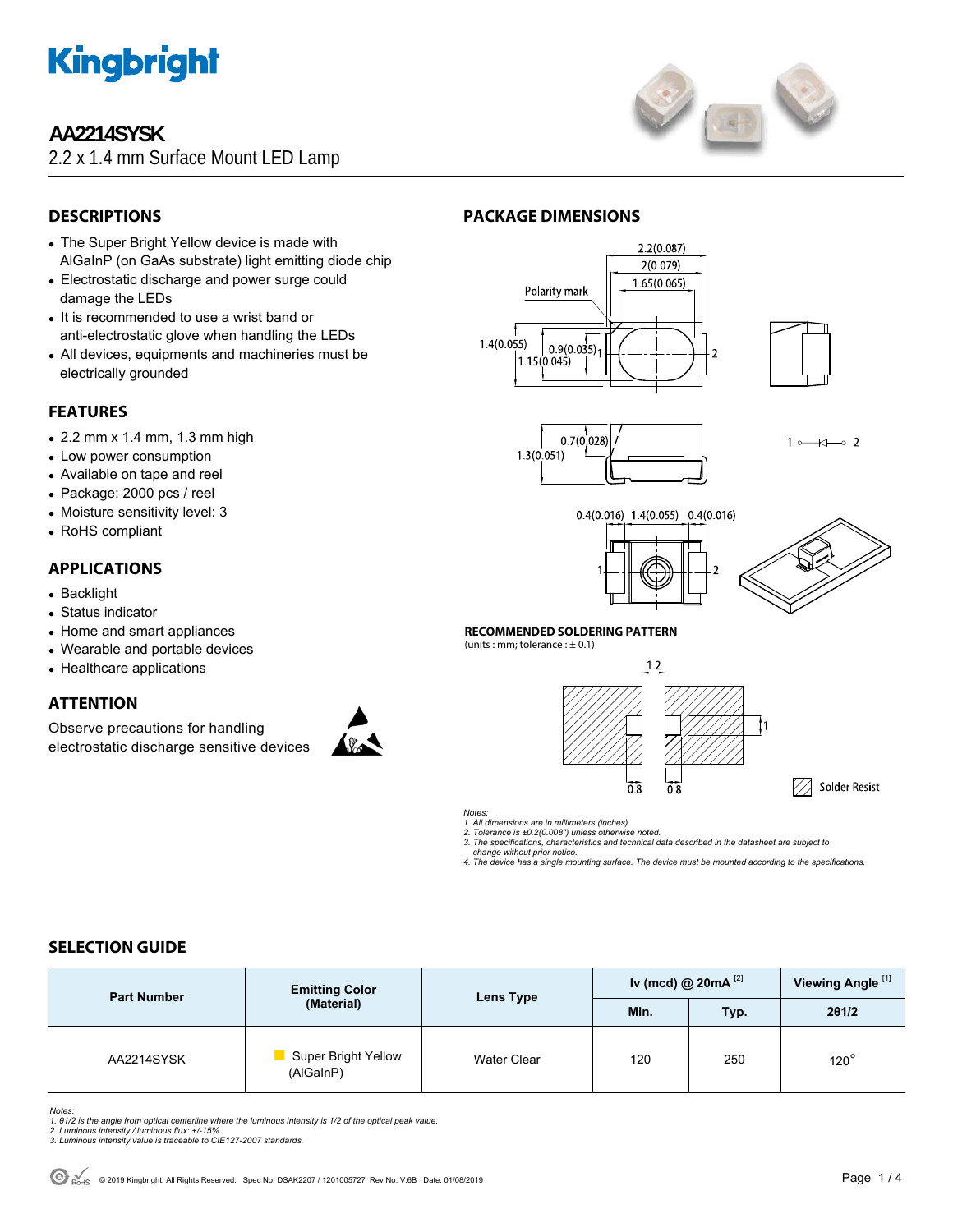# AA2214SYSK

2.2 x 1.4 mm Surface Mount LED Lamp

## DESCRIPTIONS

- The Super Bright Yellow device is made with AlGaInP (on GaAs substrate) light emitting diode chip
- Electrostatic discharge and power surge could damage the LEDs
- It is recommended to use a wrist band or anti-electrostatic glove when handling the LEDs
- All devices, equipments and machineries must be electrically grounded

## FEATURES

- 2.2 mm x 1.4 mm, 1.3 mm high
- Low power consumption
- Available on tape and reel
- Package: 2000 pcs / reel
- Moisture sensitivity level: 3
- RoHS compliant

## APPLICATIONS

- Backlight
- Status indicator
- Home and smart appliances
- Wearable and portable devices
- Healthcare applications

## ATTENTION

Observe precautions for handling electrostatic discharge sensitive devices

## PACKAGE DIMENSIONS

Polarity mark

2.2(0.087), 2(0.079), 1.65(0.065), 1.4(0.055), 0.9(0.035), 1.15(0.045), 0.7(0.028), 1.3(0.051), 0.4(0.016), 1.4(0.055), 0.4(0.016)

### RECOMMENDED SOLDERING PATTERN

(units : mm; tolerance : ± 0.1)

1.2, 1, 0.8, 0.8

Solder Resist

*Notes:*
*1. All dimensions are in millimeters (inches).*
*2. Tolerance is ±0.2(0.008") unless otherwise noted.*
*3. The specifications, characteristics and technical data described in the datasheet are subject to change without prior notice.*
*4. The device has a single mounting surface. The device must be mounted according to the specifications.*

## SELECTION GUIDE

| Part Number | Emitting Color (Material) | Lens Type | Iv (mcd) @ 20mA [2] | | Viewing Angle [1] |
|---|---|---|---|---|---|
| | | | Min. | Typ. | 2θ1/2 |
| AA2214SYSK | Super Bright Yellow (AlGaInP) | Water Clear | 120 | 250 | 120° |

*Notes:*
*1. θ1/2 is the angle from optical centerline where the luminous intensity is 1/2 of the optical peak value.*
*2. Luminous intensity / luminous flux: +/-15%.*
*3. Luminous intensity value is traceable to CIE127-2007 standards.*

© 2019 Kingbright. All Rights Reserved. Spec No: DSAK2207 / 1201005727 Rev No: V.6B Date: 01/08/2019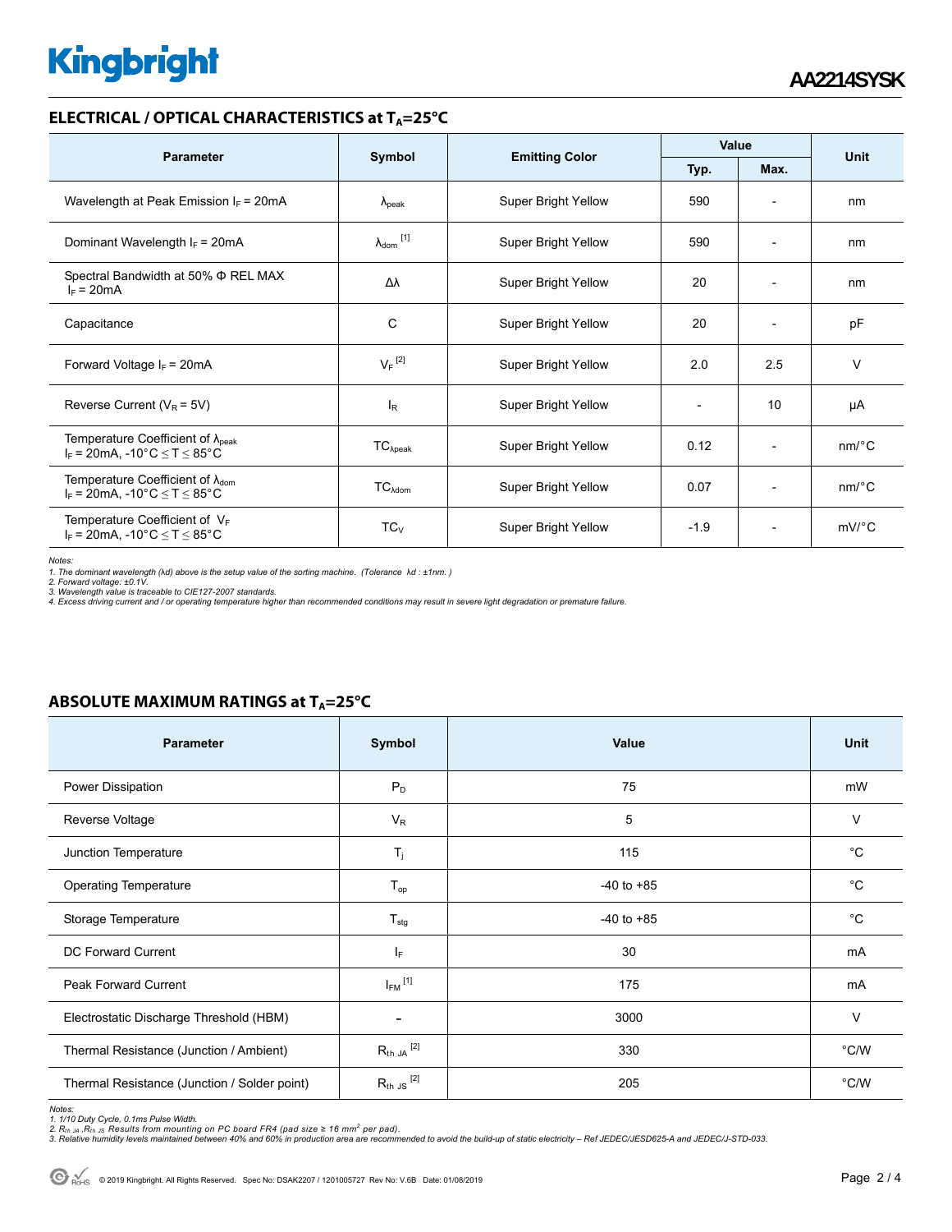## ELECTRICAL / OPTICAL CHARACTERISTICS at $T_A$=25°C

| Parameter | Symbol | Emitting Color | Value | | Unit |
|---|---|---|---|---|---|
| | | | Typ. | Max. | |
| Wavelength at Peak Emission $I_F$ = 20mA | $\lambda_{peak}$ | Super Bright Yellow | 590 | - | nm |
| Dominant Wavelength $I_F$ = 20mA | $\lambda_{dom}$ [1] | Super Bright Yellow | 590 | - | nm |
| Spectral Bandwidth at 50% Φ REL MAX $I_F$ = 20mA | Δλ | Super Bright Yellow | 20 | - | nm |
| Capacitance | C | Super Bright Yellow | 20 | - | pF |
| Forward Voltage $I_F$ = 20mA | $V_F$ [2] | Super Bright Yellow | 2.0 | 2.5 | V |
| Reverse Current ($V_R$ = 5V) | $I_R$ | Super Bright Yellow | - | 10 | µA |
| Temperature Coefficient of $\lambda_{peak}$ $I_F$ = 20mA, -10°C ≤ T ≤ 85°C | $TC_{\lambda peak}$ | Super Bright Yellow | 0.12 | - | nm/°C |
| Temperature Coefficient of $\lambda_{dom}$ $I_F$ = 20mA, -10°C ≤ T ≤ 85°C | $TC_{\lambda dom}$ | Super Bright Yellow | 0.07 | - | nm/°C |
| Temperature Coefficient of $V_F$ $I_F$ = 20mA, -10°C ≤ T ≤ 85°C | $TC_V$ | Super Bright Yellow | -1.9 | - | mV/°C |

*Notes:*
*1. The dominant wavelength (λd) above is the setup value of the sorting machine. (Tolerance λd : ±1nm. )*
*2. Forward voltage: ±0.1V.*
*3. Wavelength value is traceable to CIE127-2007 standards.*
*4. Excess driving current and / or operating temperature higher than recommended conditions may result in severe light degradation or premature failure.*

## ABSOLUTE MAXIMUM RATINGS at $T_A$=25°C

| Parameter | Symbol | Value | Unit |
|---|---|---|---|
| Power Dissipation | $P_D$ | 75 | mW |
| Reverse Voltage | $V_R$ | 5 | V |
| Junction Temperature | $T_j$ | 115 | °C |
| Operating Temperature | $T_{op}$ | -40 to +85 | °C |
| Storage Temperature | $T_{stg}$ | -40 to +85 | °C |
| DC Forward Current | $I_F$ | 30 | mA |
| Peak Forward Current | $I_{FM}$ [1] | 175 | mA |
| Electrostatic Discharge Threshold (HBM) | - | 3000 | V |
| Thermal Resistance (Junction / Ambient) | $R_{th\ JA}$ [2] | 330 | °C/W |
| Thermal Resistance (Junction / Solder point) | $R_{th\ JS}$ [2] | 205 | °C/W |

*Notes:*
*1. 1/10 Duty Cycle, 0.1ms Pulse Width.*
*2. $R_{th\ JA}$ ,$R_{th\ JS}$ Results from mounting on PC board FR4 (pad size ≥ 16 $mm^2$ per pad).*
*3. Relative humidity levels maintained between 40% and 60% in production area are recommended to avoid the build-up of static electricity – Ref JEDEC/JESD625-A and JEDEC/J-STD-033.*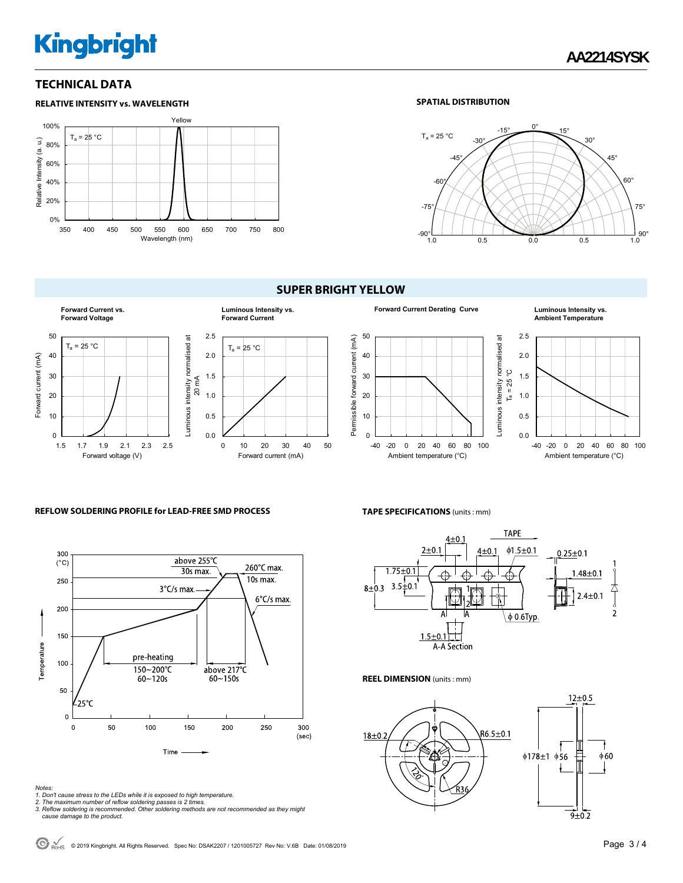## TECHNICAL DATA

### RELATIVE INTENSITY vs. WAVELENGTH

Yellow

$T_a$ = 25 °C

Relative Intensity (a. u.)

Wavelength (nm)

### SPATIAL DISTRIBUTION

$T_a$ = 25 °C

## SUPER BRIGHT YELLOW

**Forward Current vs. Forward Voltage**

$T_a$ = 25 °C

Forward current (mA)

Forward voltage (V)

**Luminous Intensity vs. Forward Current**

$T_a$ = 25 °C

Luminous intensity normalised at 20 mA

Forward current (mA)

**Forward Current Derating Curve**

Permissible forward current (mA)

Ambient temperature (°C)

**Luminous Intensity vs. Ambient Temperature**

Luminous intensity normalised at $T_a$ = 25 °C

Ambient temperature (°C)

### REFLOW SOLDERING PROFILE for LEAD-FREE SMD PROCESS

above 255℃ 30s max.

260℃ max. 10s max.

3°C/s max.

6°C/s max.

pre-heating 150~200℃ 60~120s

above 217℃ 60~150s

25℃

Temperature (°C)

Time (sec)

### TAPE SPECIFICATIONS (units : mm)

TAPE

4±0.1, 2±0.1, 4±0.1, ϕ1.5±0.1, 0.25±0.1, 1.75±0.1, 8±0.3, 3.5±0.1, 1.48±0.1, 2.4±0.1, ϕ 0.6Typ., 1.5±0.1

A-A Section

### REEL DIMENSION (units : mm)

18±0.2, R6.5±0.1, 120°, R36, 12±0.5, ϕ178±1, ϕ56, ϕ60, 9±0.2

*Notes:*
*1. Don't cause stress to the LEDs while it is exposed to high temperature.*
*2. The maximum number of reflow soldering passes is 2 times.*
*3. Reflow soldering is recommended. Other soldering methods are not recommended as they might cause damage to the product.*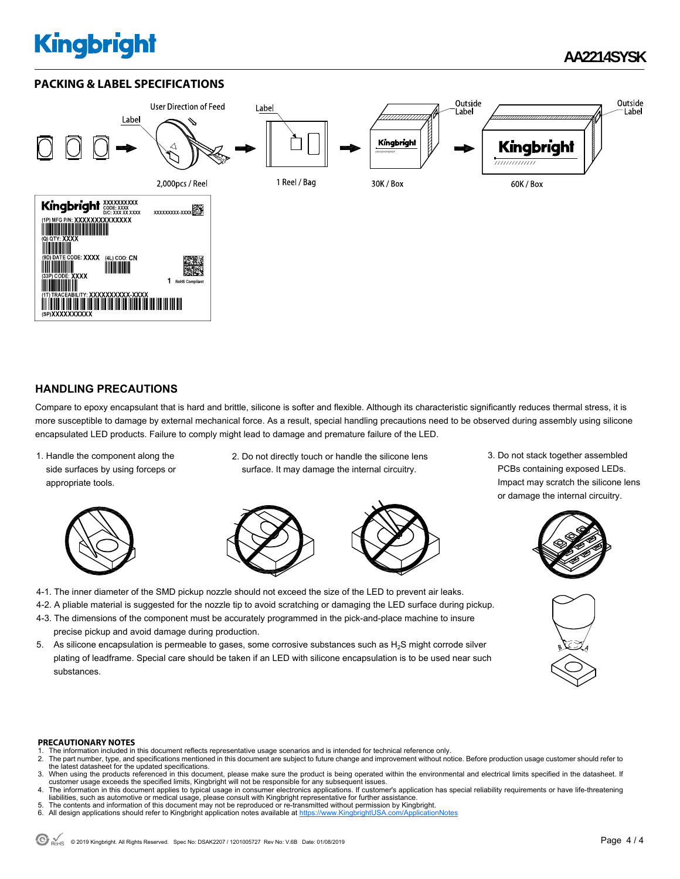## PACKING & LABEL SPECIFICATIONS

Label

User Direction of Feed

Label

Outside Label

Outside Label

2,000pcs / Reel

1 Reel / Bag

30K / Box

60K / Box

## HANDLING PRECAUTIONS

Compare to epoxy encapsulant that is hard and brittle, silicone is softer and flexible. Although its characteristic significantly reduces thermal stress, it is more susceptible to damage by external mechanical force. As a result, special handling precautions need to be observed during assembly using silicone encapsulated LED products. Failure to comply might lead to damage and premature failure of the LED.

1. Handle the component along the side surfaces by using forceps or appropriate tools.
2. Do not directly touch or handle the silicone lens surface. It may damage the internal circuitry.
3. Do not stack together assembled PCBs containing exposed LEDs. Impact may scratch the silicone lens or damage the internal circuitry.

4-1. The inner diameter of the SMD pickup nozzle should not exceed the size of the LED to prevent air leaks.
4-2. A pliable material is suggested for the nozzle tip to avoid scratching or damaging the LED surface during pickup.
4-3. The dimensions of the component must be accurately programmed in the pick-and-place machine to insure precise pickup and avoid damage during production.
5. As silicone encapsulation is permeable to gases, some corrosive substances such as $H_2S$ might corrode silver plating of leadframe. Special care should be taken if an LED with silicone encapsulation is to be used near such substances.

### PRECAUTIONARY NOTES

1. The information included in this document reflects representative usage scenarios and is intended for technical reference only.
2. The part number, type, and specifications mentioned in this document are subject to future change and improvement without notice. Before production usage customer should refer to the latest datasheet for the updated specifications.
3. When using the products referenced in this document, please make sure the product is being operated within the environmental and electrical limits specified in the datasheet. If customer usage exceeds the specified limits, Kingbright will not be responsible for any subsequent issues.
4. The information in this document applies to typical usage in consumer electronics applications. If customer's application has special reliability requirements or have life-threatening liabilities, such as automotive or medical usage, please consult with Kingbright representative for further assistance.
5. The contents and information of this document may not be reproduced or re-transmitted without permission by Kingbright.
6. All design applications should refer to Kingbright application notes available at https://www.KingbrightUSA.com/ApplicationNotes